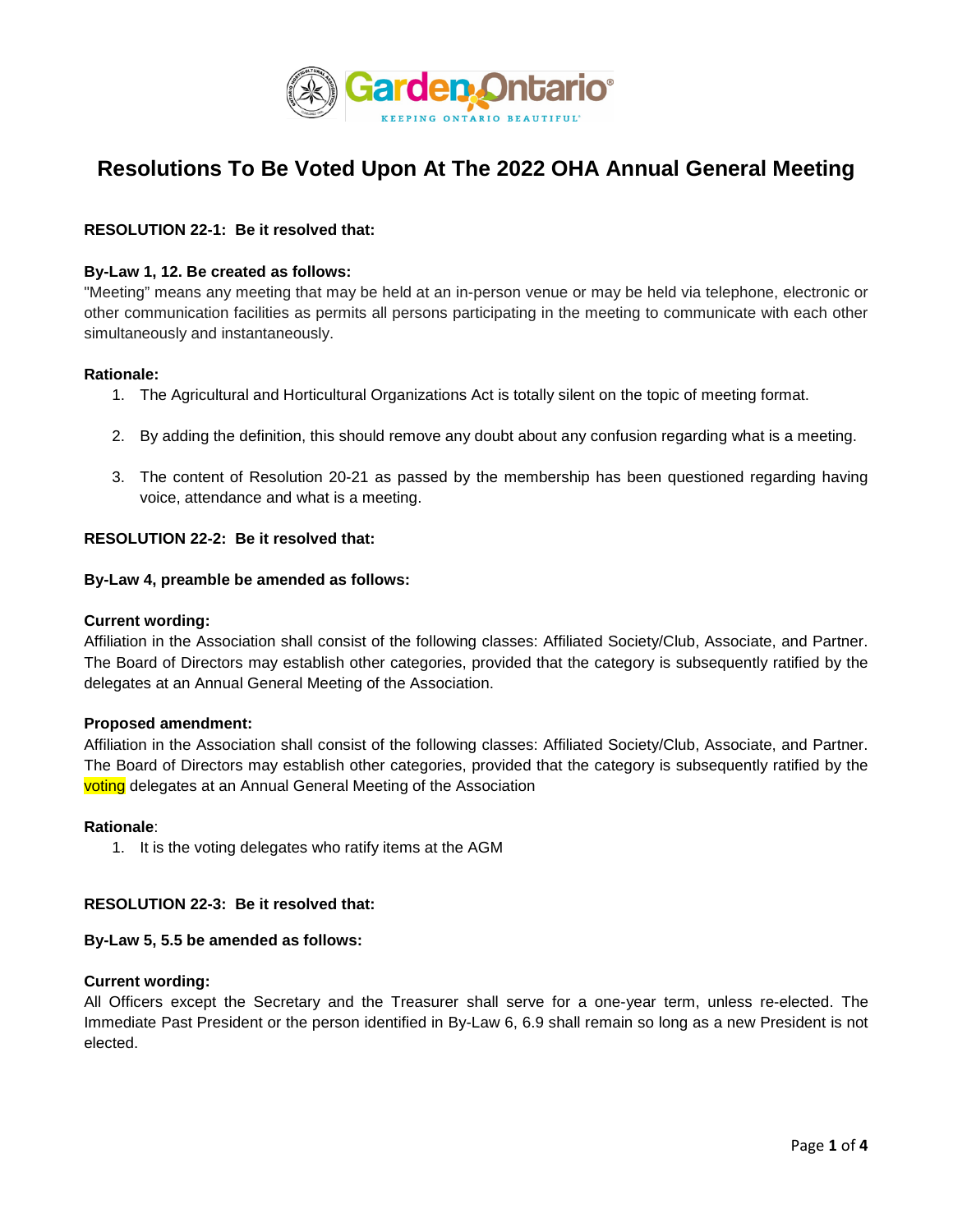# Resolutions To Be Voted Upon At The 2022 OHA Annual General Meeting

**RESOLUTION 22-1: Be it resolved that:**

**By-Law 1, 12. Be created as follows:**
"Meeting" means any meeting that may be held at an in-person venue or may be held via telephone, electronic or other communication facilities as permits all persons participating in the meeting to communicate with each other simultaneously and instantaneously.

**Rationale:**

1. The Agricultural and Horticultural Organizations Act is totally silent on the topic of meeting format.
2. By adding the definition, this should remove any doubt about any confusion regarding what is a meeting.
3. The content of Resolution 20-21 as passed by the membership has been questioned regarding having voice, attendance and what is a meeting.

**RESOLUTION 22-2: Be it resolved that:**

**By-Law 4, preamble be amended as follows:**

**Current wording:**
Affiliation in the Association shall consist of the following classes: Affiliated Society/Club, Associate, and Partner. The Board of Directors may establish other categories, provided that the category is subsequently ratified by the delegates at an Annual General Meeting of the Association.

**Proposed amendment:**
Affiliation in the Association shall consist of the following classes: Affiliated Society/Club, Associate, and Partner. The Board of Directors may establish other categories, provided that the category is subsequently ratified by the voting delegates at an Annual General Meeting of the Association

**Rationale**:

1. It is the voting delegates who ratify items at the AGM

**RESOLUTION 22-3: Be it resolved that:**

**By-Law 5, 5.5 be amended as follows:**

**Current wording:**
All Officers except the Secretary and the Treasurer shall serve for a one-year term, unless re-elected. The Immediate Past President or the person identified in By-Law 6, 6.9 shall remain so long as a new President is not elected.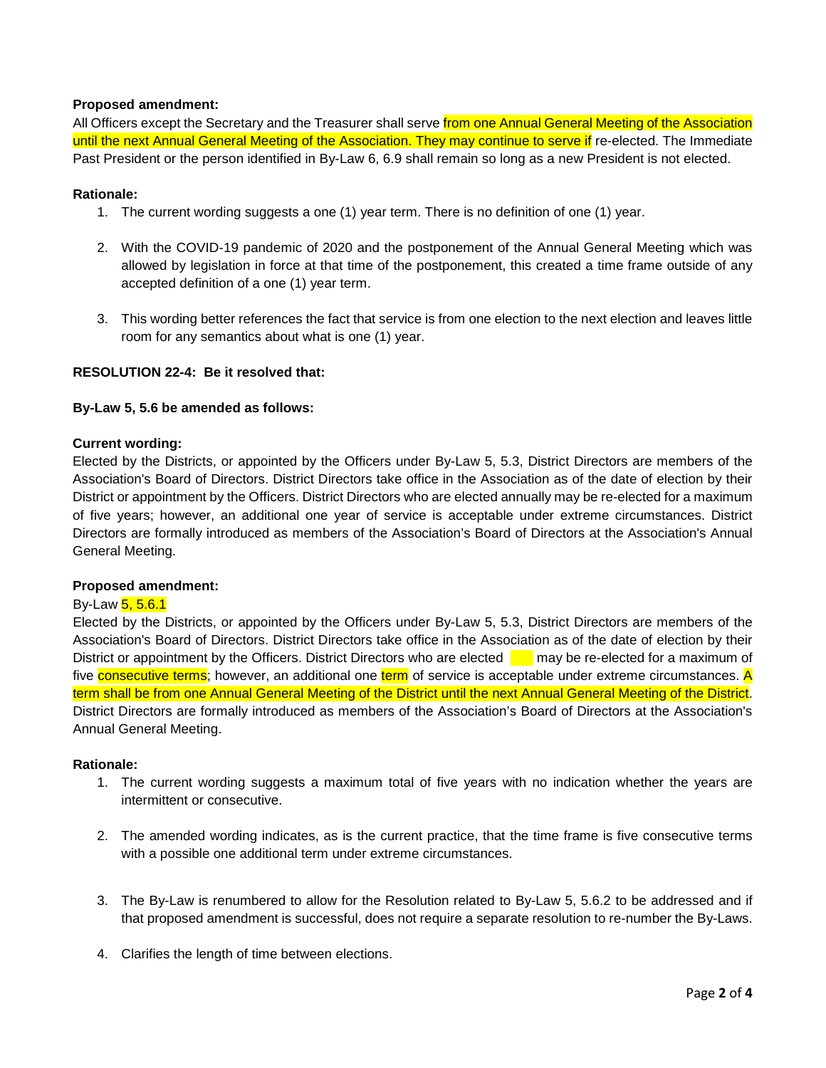**Proposed amendment:**

All Officers except the Secretary and the Treasurer shall serve from one Annual General Meeting of the Association until the next Annual General Meeting of the Association. They may continue to serve if re-elected. The Immediate Past President or the person identified in By-Law 6, 6.9 shall remain so long as a new President is not elected.

**Rationale:**

1. The current wording suggests a one (1) year term. There is no definition of one (1) year.
2. With the COVID-19 pandemic of 2020 and the postponement of the Annual General Meeting which was allowed by legislation in force at that time of the postponement, this created a time frame outside of any accepted definition of a one (1) year term.
3. This wording better references the fact that service is from one election to the next election and leaves little room for any semantics about what is one (1) year.

**RESOLUTION 22-4: Be it resolved that:**

**By-Law 5, 5.6 be amended as follows:**

**Current wording:**

Elected by the Districts, or appointed by the Officers under By-Law 5, 5.3, District Directors are members of the Association's Board of Directors. District Directors take office in the Association as of the date of election by their District or appointment by the Officers. District Directors who are elected annually may be re-elected for a maximum of five years; however, an additional one year of service is acceptable under extreme circumstances. District Directors are formally introduced as members of the Association's Board of Directors at the Association's Annual General Meeting.

**Proposed amendment:**

By-Law 5, 5.6.1

Elected by the Districts, or appointed by the Officers under By-Law 5, 5.3, District Directors are members of the Association's Board of Directors. District Directors take office in the Association as of the date of election by their District or appointment by the Officers. District Directors who are elected may be re-elected for a maximum of five consecutive terms; however, an additional one term of service is acceptable under extreme circumstances. A term shall be from one Annual General Meeting of the District until the next Annual General Meeting of the District. District Directors are formally introduced as members of the Association's Board of Directors at the Association's Annual General Meeting.

**Rationale:**

1. The current wording suggests a maximum total of five years with no indication whether the years are intermittent or consecutive.
2. The amended wording indicates, as is the current practice, that the time frame is five consecutive terms with a possible one additional term under extreme circumstances.
3. The By-Law is renumbered to allow for the Resolution related to By-Law 5, 5.6.2 to be addressed and if that proposed amendment is successful, does not require a separate resolution to re-number the By-Laws.
4. Clarifies the length of time between elections.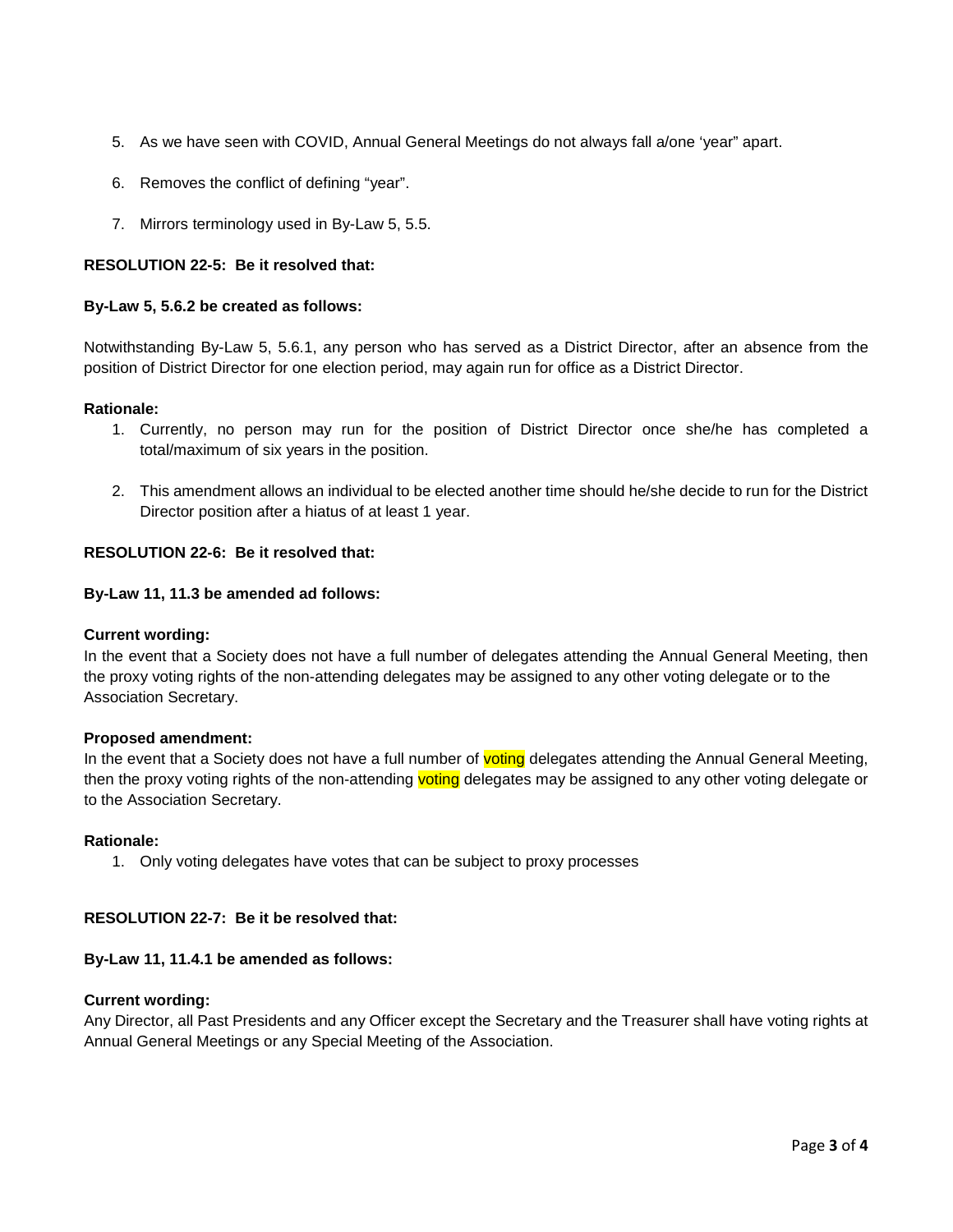5. As we have seen with COVID, Annual General Meetings do not always fall a/one 'year" apart.

6. Removes the conflict of defining "year".

7. Mirrors terminology used in By-Law 5, 5.5.

**RESOLUTION 22-5: Be it resolved that:**

**By-Law 5, 5.6.2 be created as follows:**

Notwithstanding By-Law 5, 5.6.1, any person who has served as a District Director, after an absence from the position of District Director for one election period, may again run for office as a District Director.

**Rationale:**

1. Currently, no person may run for the position of District Director once she/he has completed a total/maximum of six years in the position.

2. This amendment allows an individual to be elected another time should he/she decide to run for the District Director position after a hiatus of at least 1 year.

**RESOLUTION 22-6: Be it resolved that:**

**By-Law 11, 11.3 be amended ad follows:**

**Current wording:**
In the event that a Society does not have a full number of delegates attending the Annual General Meeting, then the proxy voting rights of the non-attending delegates may be assigned to any other voting delegate or to the Association Secretary.

**Proposed amendment:**
In the event that a Society does not have a full number of voting delegates attending the Annual General Meeting, then the proxy voting rights of the non-attending voting delegates may be assigned to any other voting delegate or to the Association Secretary.

**Rationale:**

1. Only voting delegates have votes that can be subject to proxy processes

**RESOLUTION 22-7: Be it be resolved that:**

**By-Law 11, 11.4.1 be amended as follows:**

**Current wording:**
Any Director, all Past Presidents and any Officer except the Secretary and the Treasurer shall have voting rights at Annual General Meetings or any Special Meeting of the Association.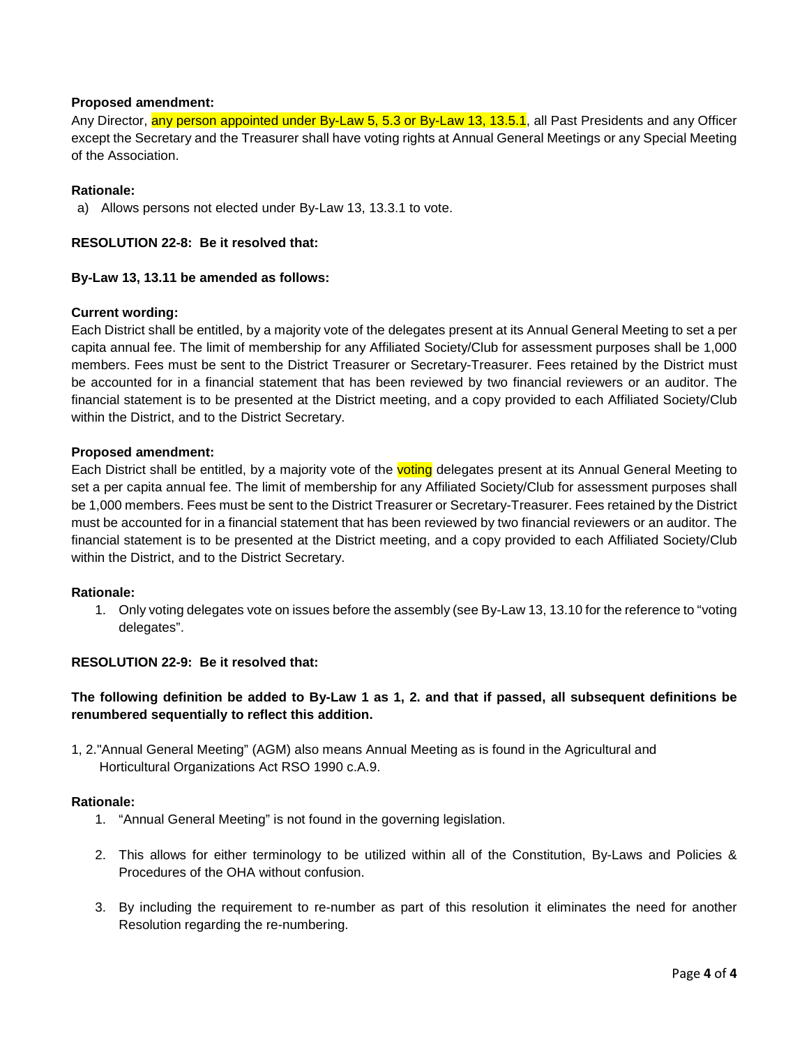**Proposed amendment:**

Any Director, any person appointed under By-Law 5, 5.3 or By-Law 13, 13.5.1, all Past Presidents and any Officer except the Secretary and the Treasurer shall have voting rights at Annual General Meetings or any Special Meeting of the Association.

**Rationale:**

a) Allows persons not elected under By-Law 13, 13.3.1 to vote.

**RESOLUTION 22-8: Be it resolved that:**

**By-Law 13, 13.11 be amended as follows:**

**Current wording:**

Each District shall be entitled, by a majority vote of the delegates present at its Annual General Meeting to set a per capita annual fee. The limit of membership for any Affiliated Society/Club for assessment purposes shall be 1,000 members. Fees must be sent to the District Treasurer or Secretary-Treasurer. Fees retained by the District must be accounted for in a financial statement that has been reviewed by two financial reviewers or an auditor. The financial statement is to be presented at the District meeting, and a copy provided to each Affiliated Society/Club within the District, and to the District Secretary.

**Proposed amendment:**

Each District shall be entitled, by a majority vote of the voting delegates present at its Annual General Meeting to set a per capita annual fee. The limit of membership for any Affiliated Society/Club for assessment purposes shall be 1,000 members. Fees must be sent to the District Treasurer or Secretary-Treasurer. Fees retained by the District must be accounted for in a financial statement that has been reviewed by two financial reviewers or an auditor. The financial statement is to be presented at the District meeting, and a copy provided to each Affiliated Society/Club within the District, and to the District Secretary.

**Rationale:**

1. Only voting delegates vote on issues before the assembly (see By-Law 13, 13.10 for the reference to "voting delegates".

**RESOLUTION 22-9: Be it resolved that:**

**The following definition be added to By-Law 1 as 1, 2. and that if passed, all subsequent definitions be renumbered sequentially to reflect this addition.**

1, 2."Annual General Meeting" (AGM) also means Annual Meeting as is found in the Agricultural and Horticultural Organizations Act RSO 1990 c.A.9.

**Rationale:**

1. "Annual General Meeting" is not found in the governing legislation.

2. This allows for either terminology to be utilized within all of the Constitution, By-Laws and Policies & Procedures of the OHA without confusion.

3. By including the requirement to re-number as part of this resolution it eliminates the need for another Resolution regarding the re-numbering.